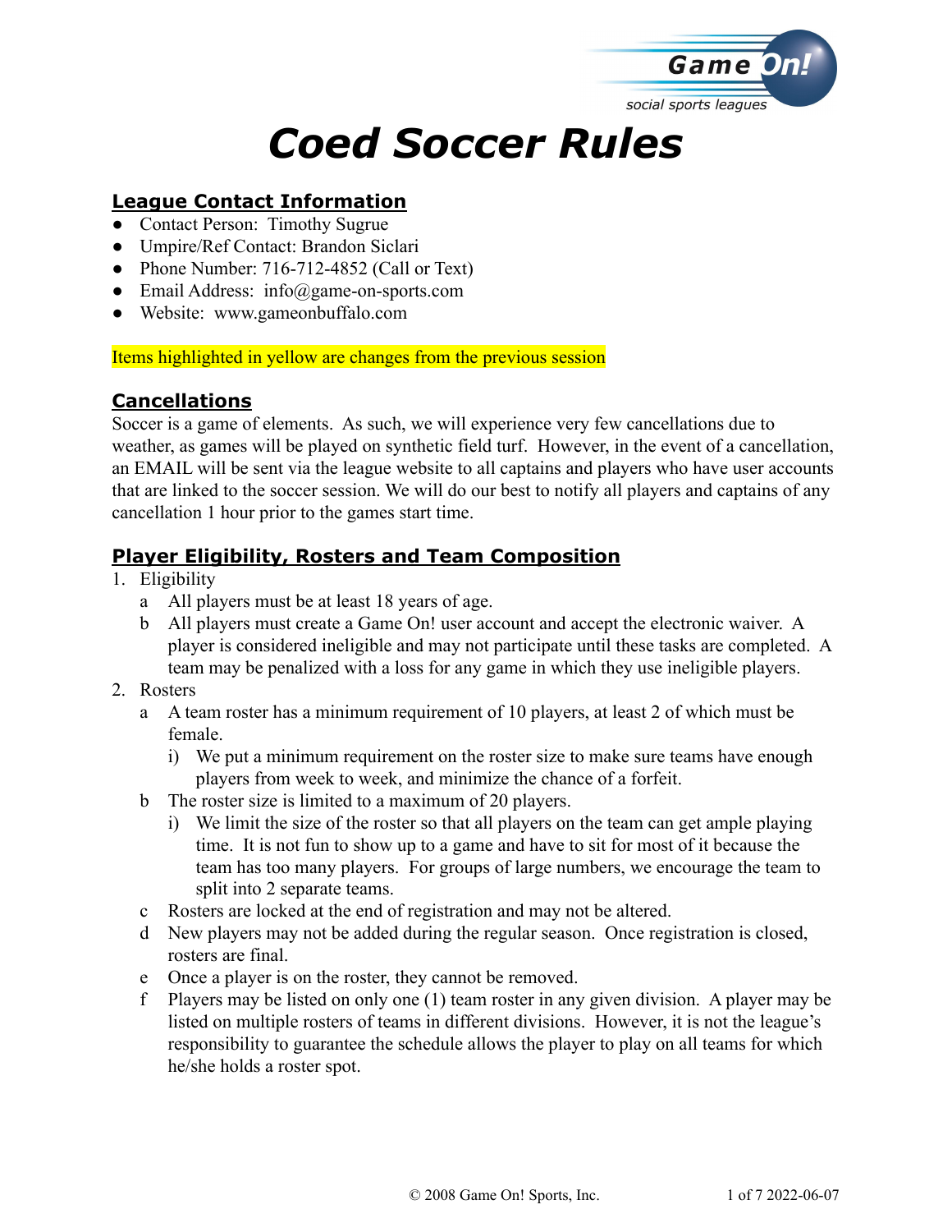Game On! social sports leagues

# Coed Soccer Rules

## League Contact Information

- Contact Person: Timothy Sugrue
- Umpire/Ref Contact: Brandon Siclari
- Phone Number: 716-712-4852 (Call or Text)
- Email Address: info@game-on-sports.com
- Website: www.gameonbuffalo.com

Items highlighted in yellow are changes from the previous session

## Cancellations

Soccer is a game of elements. As such, we will experience very few cancellations due to weather, as games will be played on synthetic field turf. However, in the event of a cancellation, an EMAIL will be sent via the league website to all captains and players who have user accounts that are linked to the soccer session. We will do our best to notify all players and captains of any cancellation 1 hour prior to the games start time.

## Player Eligibility, Rosters and Team Composition

1. Eligibility
   a All players must be at least 18 years of age.
   b All players must create a Game On! user account and accept the electronic waiver. A player is considered ineligible and may not participate until these tasks are completed. A team may be penalized with a loss for any game in which they use ineligible players.
2. Rosters
   a A team roster has a minimum requirement of 10 players, at least 2 of which must be female.
      i) We put a minimum requirement on the roster size to make sure teams have enough players from week to week, and minimize the chance of a forfeit.
   b The roster size is limited to a maximum of 20 players.
      i) We limit the size of the roster so that all players on the team can get ample playing time. It is not fun to show up to a game and have to sit for most of it because the team has too many players. For groups of large numbers, we encourage the team to split into 2 separate teams.
   c Rosters are locked at the end of registration and may not be altered.
   d New players may not be added during the regular season. Once registration is closed, rosters are final.
   e Once a player is on the roster, they cannot be removed.
   f Players may be listed on only one (1) team roster in any given division. A player may be listed on multiple rosters of teams in different divisions. However, it is not the league's responsibility to guarantee the schedule allows the player to play on all teams for which he/she holds a roster spot.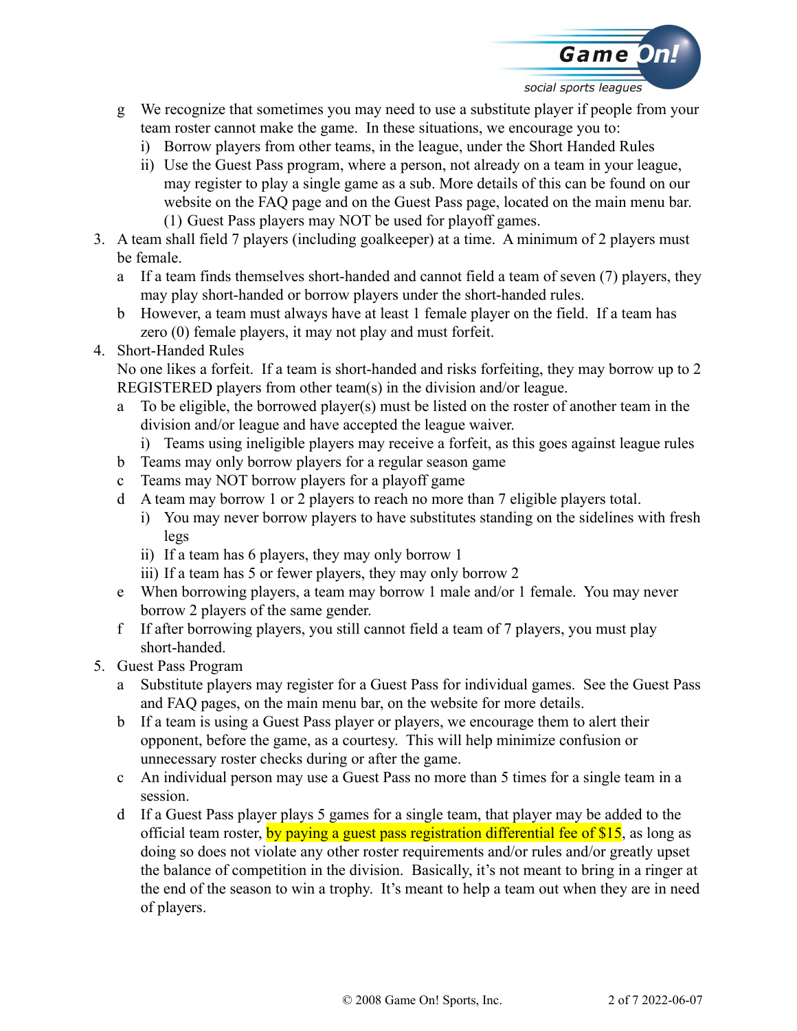g. We recognize that sometimes you may need to use a substitute player if people from your team roster cannot make the game. In these situations, we encourage you to:
   i) Borrow players from other teams, in the league, under the Short Handed Rules
   ii) Use the Guest Pass program, where a person, not already on a team in your league, may register to play a single game as a sub. More details of this can be found on our website on the FAQ page and on the Guest Pass page, located on the main menu bar.
      (1) Guest Pass players may NOT be used for playoff games.

3. A team shall field 7 players (including goalkeeper) at a time. A minimum of 2 players must be female.
   a. If a team finds themselves short-handed and cannot field a team of seven (7) players, they may play short-handed or borrow players under the short-handed rules.
   b. However, a team must always have at least 1 female player on the field. If a team has zero (0) female players, it may not play and must forfeit.

4. Short-Handed Rules
   No one likes a forfeit. If a team is short-handed and risks forfeiting, they may borrow up to 2 REGISTERED players from other team(s) in the division and/or league.
   a. To be eligible, the borrowed player(s) must be listed on the roster of another team in the division and/or league and have accepted the league waiver.
      i) Teams using ineligible players may receive a forfeit, as this goes against league rules
   b. Teams may only borrow players for a regular season game
   c. Teams may NOT borrow players for a playoff game
   d. A team may borrow 1 or 2 players to reach no more than 7 eligible players total.
      i) You may never borrow players to have substitutes standing on the sidelines with fresh legs
      ii) If a team has 6 players, they may only borrow 1
      iii) If a team has 5 or fewer players, they may only borrow 2
   e. When borrowing players, a team may borrow 1 male and/or 1 female. You may never borrow 2 players of the same gender.
   f. If after borrowing players, you still cannot field a team of 7 players, you must play short-handed.

5. Guest Pass Program
   a. Substitute players may register for a Guest Pass for individual games. See the Guest Pass and FAQ pages, on the main menu bar, on the website for more details.
   b. If a team is using a Guest Pass player or players, we encourage them to alert their opponent, before the game, as a courtesy. This will help minimize confusion or unnecessary roster checks during or after the game.
   c. An individual person may use a Guest Pass no more than 5 times for a single team in a session.
   d. If a Guest Pass player plays 5 games for a single team, that player may be added to the official team roster, by paying a guest pass registration differential fee of $15, as long as doing so does not violate any other roster requirements and/or rules and/or greatly upset the balance of competition in the division. Basically, it's not meant to bring in a ringer at the end of the season to win a trophy. It's meant to help a team out when they are in need of players.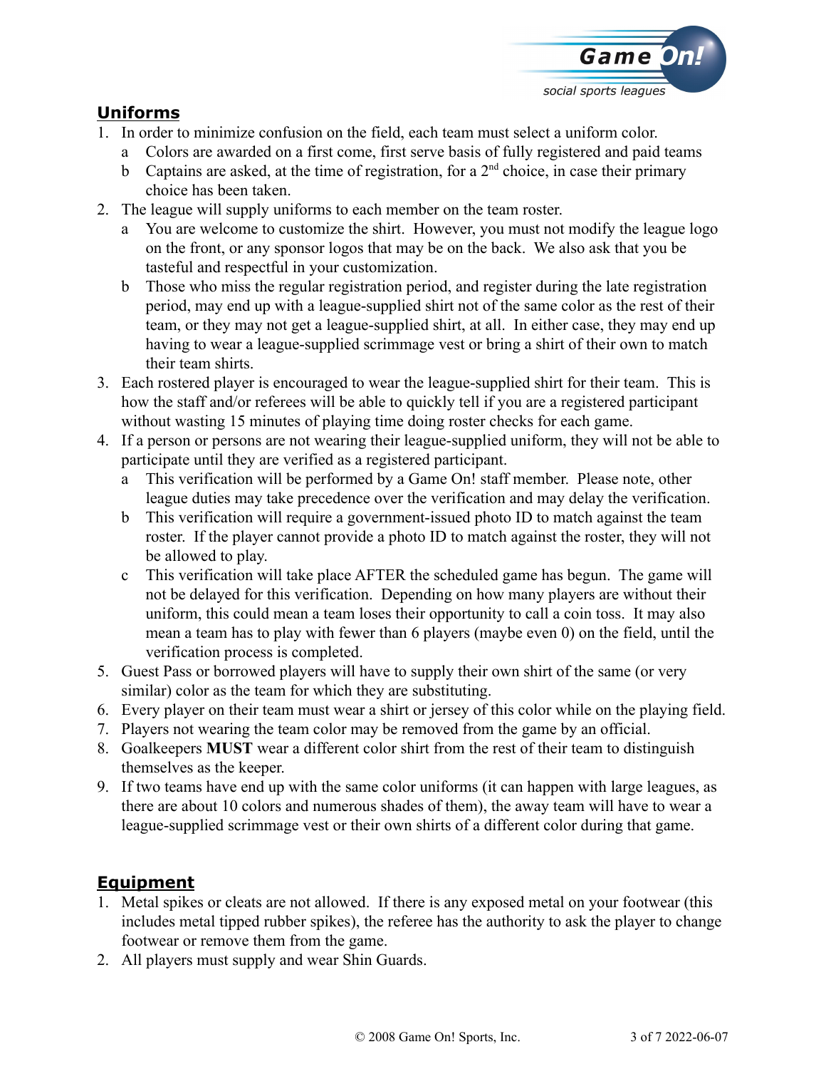## Uniforms

1. In order to minimize confusion on the field, each team must select a uniform color.
   a. Colors are awarded on a first come, first serve basis of fully registered and paid teams
   b. Captains are asked, at the time of registration, for a 2nd choice, in case their primary choice has been taken.
2. The league will supply uniforms to each member on the team roster.
   a. You are welcome to customize the shirt. However, you must not modify the league logo on the front, or any sponsor logos that may be on the back. We also ask that you be tasteful and respectful in your customization.
   b. Those who miss the regular registration period, and register during the late registration period, may end up with a league-supplied shirt not of the same color as the rest of their team, or they may not get a league-supplied shirt, at all. In either case, they may end up having to wear a league-supplied scrimmage vest or bring a shirt of their own to match their team shirts.
3. Each rostered player is encouraged to wear the league-supplied shirt for their team. This is how the staff and/or referees will be able to quickly tell if you are a registered participant without wasting 15 minutes of playing time doing roster checks for each game.
4. If a person or persons are not wearing their league-supplied uniform, they will not be able to participate until they are verified as a registered participant.
   a. This verification will be performed by a Game On! staff member. Please note, other league duties may take precedence over the verification and may delay the verification.
   b. This verification will require a government-issued photo ID to match against the team roster. If the player cannot provide a photo ID to match against the roster, they will not be allowed to play.
   c. This verification will take place AFTER the scheduled game has begun. The game will not be delayed for this verification. Depending on how many players are without their uniform, this could mean a team loses their opportunity to call a coin toss. It may also mean a team has to play with fewer than 6 players (maybe even 0) on the field, until the verification process is completed.
5. Guest Pass or borrowed players will have to supply their own shirt of the same (or very similar) color as the team for which they are substituting.
6. Every player on their team must wear a shirt or jersey of this color while on the playing field.
7. Players not wearing the team color may be removed from the game by an official.
8. Goalkeepers **MUST** wear a different color shirt from the rest of their team to distinguish themselves as the keeper.
9. If two teams have end up with the same color uniforms (it can happen with large leagues, as there are about 10 colors and numerous shades of them), the away team will have to wear a league-supplied scrimmage vest or their own shirts of a different color during that game.

## Equipment

1. Metal spikes or cleats are not allowed. If there is any exposed metal on your footwear (this includes metal tipped rubber spikes), the referee has the authority to ask the player to change footwear or remove them from the game.
2. All players must supply and wear Shin Guards.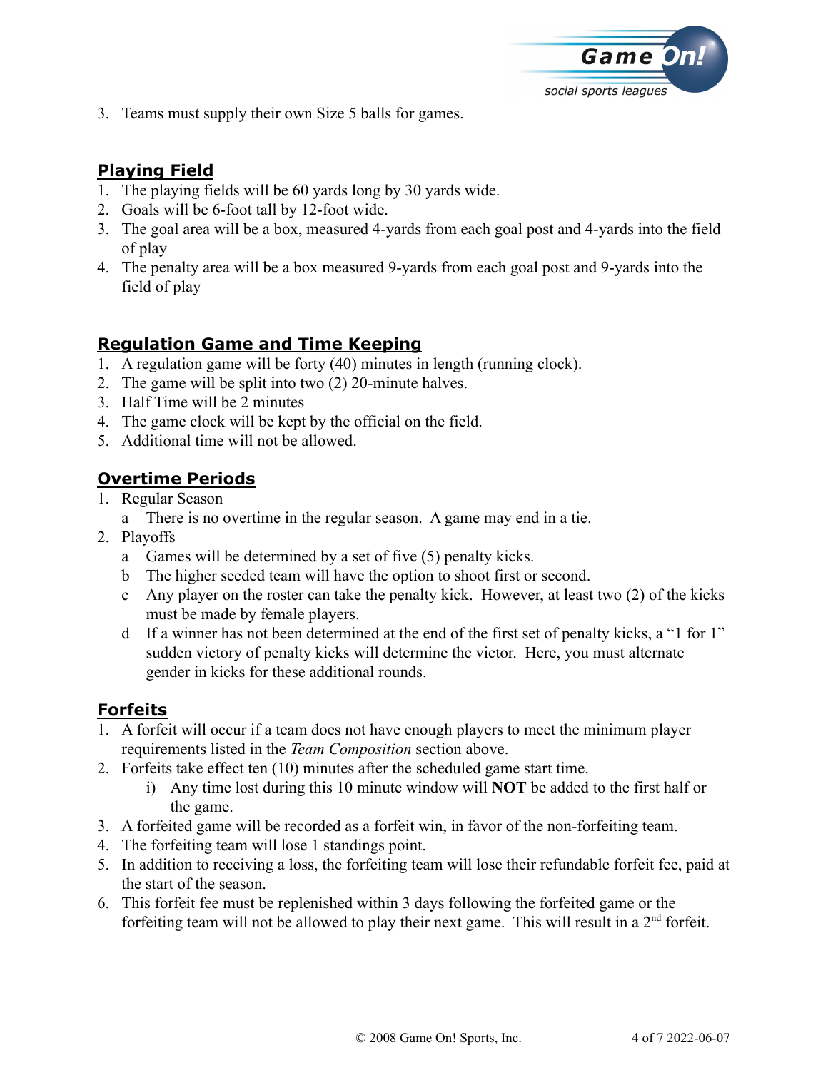3. Teams must supply their own Size 5 balls for games.

## Playing Field

1. The playing fields will be 60 yards long by 30 yards wide.
2. Goals will be 6-foot tall by 12-foot wide.
3. The goal area will be a box, measured 4-yards from each goal post and 4-yards into the field of play
4. The penalty area will be a box measured 9-yards from each goal post and 9-yards into the field of play

## Regulation Game and Time Keeping

1. A regulation game will be forty (40) minutes in length (running clock).
2. The game will be split into two (2) 20-minute halves.
3. Half Time will be 2 minutes
4. The game clock will be kept by the official on the field.
5. Additional time will not be allowed.

## Overtime Periods

1. Regular Season
   a. There is no overtime in the regular season. A game may end in a tie.
2. Playoffs
   a. Games will be determined by a set of five (5) penalty kicks.
   b. The higher seeded team will have the option to shoot first or second.
   c. Any player on the roster can take the penalty kick. However, at least two (2) of the kicks must be made by female players.
   d. If a winner has not been determined at the end of the first set of penalty kicks, a "1 for 1" sudden victory of penalty kicks will determine the victor. Here, you must alternate gender in kicks for these additional rounds.

## Forfeits

1. A forfeit will occur if a team does not have enough players to meet the minimum player requirements listed in the *Team Composition* section above.
2. Forfeits take effect ten (10) minutes after the scheduled game start time.
   i) Any time lost during this 10 minute window will **NOT** be added to the first half or the game.
3. A forfeited game will be recorded as a forfeit win, in favor of the non-forfeiting team.
4. The forfeiting team will lose 1 standings point.
5. In addition to receiving a loss, the forfeiting team will lose their refundable forfeit fee, paid at the start of the season.
6. This forfeit fee must be replenished within 3 days following the forfeited game or the forfeiting team will not be allowed to play their next game. This will result in a 2nd forfeit.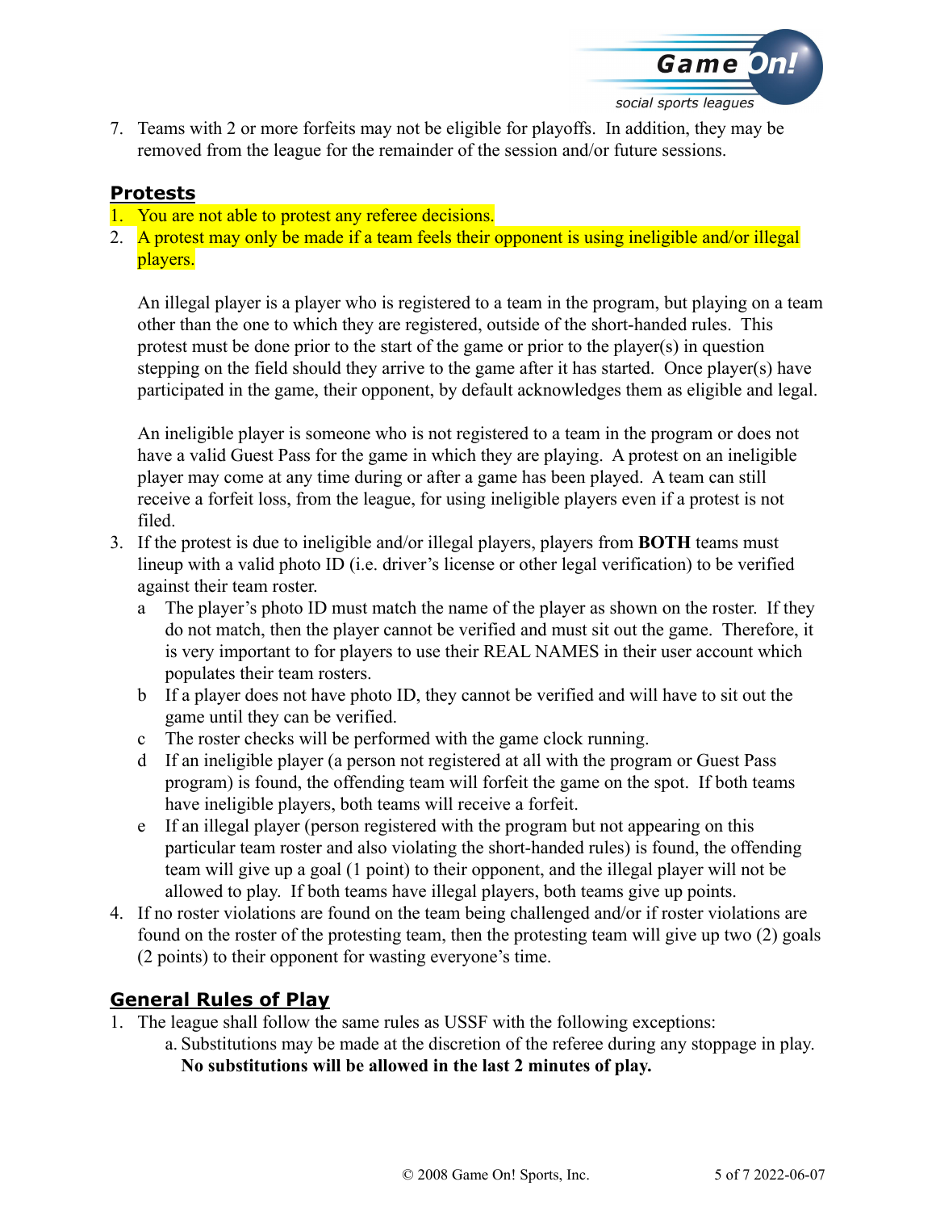7. Teams with 2 or more forfeits may not be eligible for playoffs. In addition, they may be removed from the league for the remainder of the session and/or future sessions.

## Protests

1. You are not able to protest any referee decisions.
2. A protest may only be made if a team feels their opponent is using ineligible and/or illegal players.

   An illegal player is a player who is registered to a team in the program, but playing on a team other than the one to which they are registered, outside of the short-handed rules. This protest must be done prior to the start of the game or prior to the player(s) in question stepping on the field should they arrive to the game after it has started. Once player(s) have participated in the game, their opponent, by default acknowledges them as eligible and legal.

   An ineligible player is someone who is not registered to a team in the program or does not have a valid Guest Pass for the game in which they are playing. A protest on an ineligible player may come at any time during or after a game has been played. A team can still receive a forfeit loss, from the league, for using ineligible players even if a protest is not filed.
3. If the protest is due to ineligible and/or illegal players, players from **BOTH** teams must lineup with a valid photo ID (i.e. driver's license or other legal verification) to be verified against their team roster.
   a. The player's photo ID must match the name of the player as shown on the roster. If they do not match, then the player cannot be verified and must sit out the game. Therefore, it is very important to for players to use their REAL NAMES in their user account which populates their team rosters.
   b. If a player does not have photo ID, they cannot be verified and will have to sit out the game until they can be verified.
   c. The roster checks will be performed with the game clock running.
   d. If an ineligible player (a person not registered at all with the program or Guest Pass program) is found, the offending team will forfeit the game on the spot. If both teams have ineligible players, both teams will receive a forfeit.
   e. If an illegal player (person registered with the program but not appearing on this particular team roster and also violating the short-handed rules) is found, the offending team will give up a goal (1 point) to their opponent, and the illegal player will not be allowed to play. If both teams have illegal players, both teams give up points.
4. If no roster violations are found on the team being challenged and/or if roster violations are found on the roster of the protesting team, then the protesting team will give up two (2) goals (2 points) to their opponent for wasting everyone's time.

## General Rules of Play

1. The league shall follow the same rules as USSF with the following exceptions:
   a. Substitutions may be made at the discretion of the referee during any stoppage in play. **No substitutions will be allowed in the last 2 minutes of play.**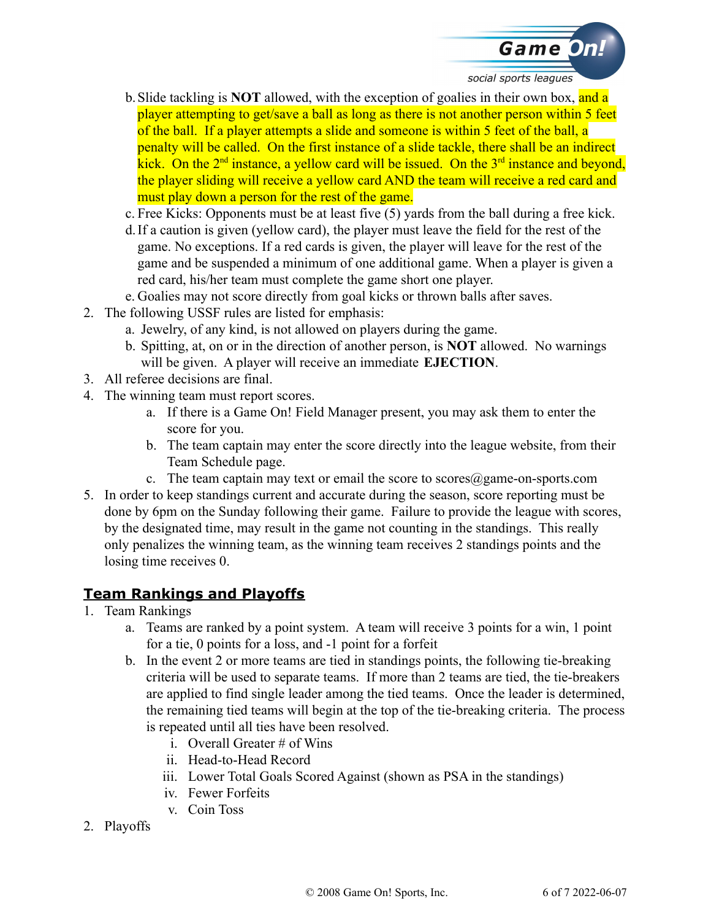b. Slide tackling is **NOT** allowed, with the exception of goalies in their own box, and a player attempting to get/save a ball as long as there is not another person within 5 feet of the ball. If a player attempts a slide and someone is within 5 feet of the ball, a penalty will be called. On the first instance of a slide tackle, there shall be an indirect kick. On the 2nd instance, a yellow card will be issued. On the 3rd instance and beyond, the player sliding will receive a yellow card AND the team will receive a red card and must play down a person for the rest of the game.

c. Free Kicks: Opponents must be at least five (5) yards from the ball during a free kick.

d. If a caution is given (yellow card), the player must leave the field for the rest of the game. No exceptions. If a red cards is given, the player will leave for the rest of the game and be suspended a minimum of one additional game. When a player is given a red card, his/her team must complete the game short one player.

e. Goalies may not score directly from goal kicks or thrown balls after saves.

2. The following USSF rules are listed for emphasis:
   a. Jewelry, of any kind, is not allowed on players during the game.
   b. Spitting, at, on or in the direction of another person, is **NOT** allowed. No warnings will be given. A player will receive an immediate **EJECTION**.
3. All referee decisions are final.
4. The winning team must report scores.
   a. If there is a Game On! Field Manager present, you may ask them to enter the score for you.
   b. The team captain may enter the score directly into the league website, from their Team Schedule page.
   c. The team captain may text or email the score to scores@game-on-sports.com
5. In order to keep standings current and accurate during the season, score reporting must be done by 6pm on the Sunday following their game. Failure to provide the league with scores, by the designated time, may result in the game not counting in the standings. This really only penalizes the winning team, as the winning team receives 2 standings points and the losing time receives 0.

## Team Rankings and Playoffs

1. Team Rankings
   a. Teams are ranked by a point system. A team will receive 3 points for a win, 1 point for a tie, 0 points for a loss, and -1 point for a forfeit
   b. In the event 2 or more teams are tied in standings points, the following tie-breaking criteria will be used to separate teams. If more than 2 teams are tied, the tie-breakers are applied to find single leader among the tied teams. Once the leader is determined, the remaining tied teams will begin at the top of the tie-breaking criteria. The process is repeated until all ties have been resolved.
      i. Overall Greater # of Wins
      ii. Head-to-Head Record
      iii. Lower Total Goals Scored Against (shown as PSA in the standings)
      iv. Fewer Forfeits
      v. Coin Toss
2. Playoffs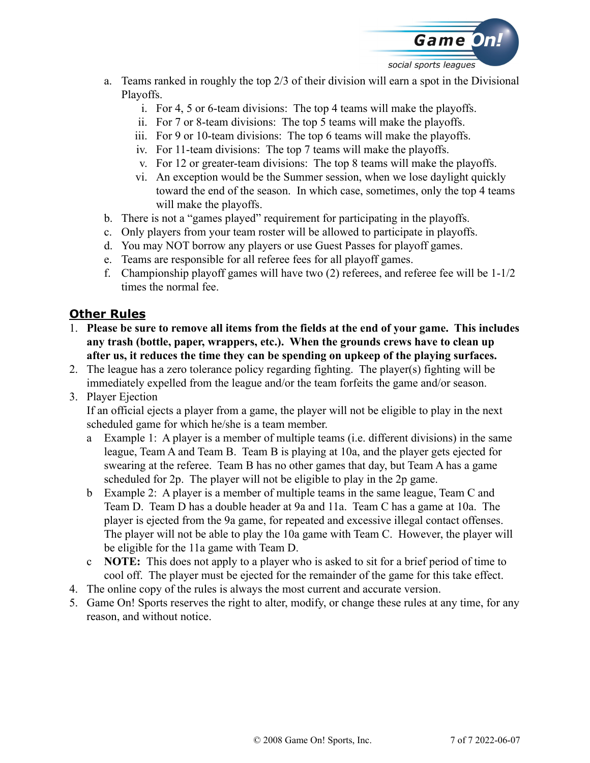a. Teams ranked in roughly the top 2/3 of their division will earn a spot in the Divisional Playoffs.
   i. For 4, 5 or 6-team divisions: The top 4 teams will make the playoffs.
   ii. For 7 or 8-team divisions: The top 5 teams will make the playoffs.
   iii. For 9 or 10-team divisions: The top 6 teams will make the playoffs.
   iv. For 11-team divisions: The top 7 teams will make the playoffs.
   v. For 12 or greater-team divisions: The top 8 teams will make the playoffs.
   vi. An exception would be the Summer session, when we lose daylight quickly toward the end of the season. In which case, sometimes, only the top 4 teams will make the playoffs.

b. There is not a "games played" requirement for participating in the playoffs.

c. Only players from your team roster will be allowed to participate in playoffs.

d. You may NOT borrow any players or use Guest Passes for playoff games.

e. Teams are responsible for all referee fees for all playoff games.

f. Championship playoff games will have two (2) referees, and referee fee will be 1-1/2 times the normal fee.

## Other Rules

1. **Please be sure to remove all items from the fields at the end of your game. This includes any trash (bottle, paper, wrappers, etc.). When the grounds crews have to clean up after us, it reduces the time they can be spending on upkeep of the playing surfaces.**
2. The league has a zero tolerance policy regarding fighting. The player(s) fighting will be immediately expelled from the league and/or the team forfeits the game and/or season.
3. Player Ejection
   If an official ejects a player from a game, the player will not be eligible to play in the next scheduled game for which he/she is a team member.
   a Example 1: A player is a member of multiple teams (i.e. different divisions) in the same league, Team A and Team B. Team B is playing at 10a, and the player gets ejected for swearing at the referee. Team B has no other games that day, but Team A has a game scheduled for 2p. The player will not be eligible to play in the 2p game.
   b Example 2: A player is a member of multiple teams in the same league, Team C and Team D. Team D has a double header at 9a and 11a. Team C has a game at 10a. The player is ejected from the 9a game, for repeated and excessive illegal contact offenses. The player will not be able to play the 10a game with Team C. However, the player will be eligible for the 11a game with Team D.
   c **NOTE:** This does not apply to a player who is asked to sit for a brief period of time to cool off. The player must be ejected for the remainder of the game for this take effect.
4. The online copy of the rules is always the most current and accurate version.
5. Game On! Sports reserves the right to alter, modify, or change these rules at any time, for any reason, and without notice.

© 2008 Game On! Sports, Inc.